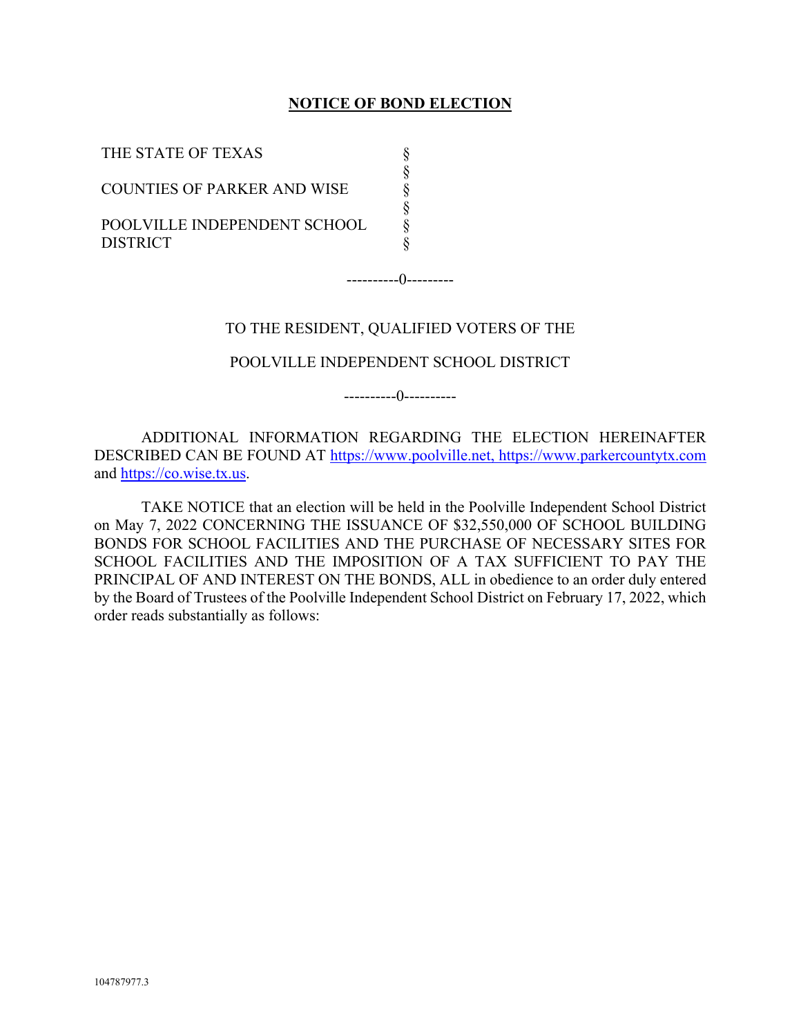# NOTICE OF BOND ELECTION

| | |
|---|---|
| THE STATE OF TEXAS | § |
| | § |
| COUNTIES OF PARKER AND WISE | § |
| | § |
| POOLVILLE INDEPENDENT SCHOOL DISTRICT | § |
| | § |

----------0---------

TO THE RESIDENT, QUALIFIED VOTERS OF THE

POOLVILLE INDEPENDENT SCHOOL DISTRICT

----------0----------

ADDITIONAL INFORMATION REGARDING THE ELECTION HEREINAFTER DESCRIBED CAN BE FOUND AT https://www.poolville.net, https://www.parkercountytx.com and https://co.wise.tx.us.

TAKE NOTICE that an election will be held in the Poolville Independent School District on May 7, 2022 CONCERNING THE ISSUANCE OF $32,550,000 OF SCHOOL BUILDING BONDS FOR SCHOOL FACILITIES AND THE PURCHASE OF NECESSARY SITES FOR SCHOOL FACILITIES AND THE IMPOSITION OF A TAX SUFFICIENT TO PAY THE PRINCIPAL OF AND INTEREST ON THE BONDS, ALL in obedience to an order duly entered by the Board of Trustees of the Poolville Independent School District on February 17, 2022, which order reads substantially as follows:

104787977.3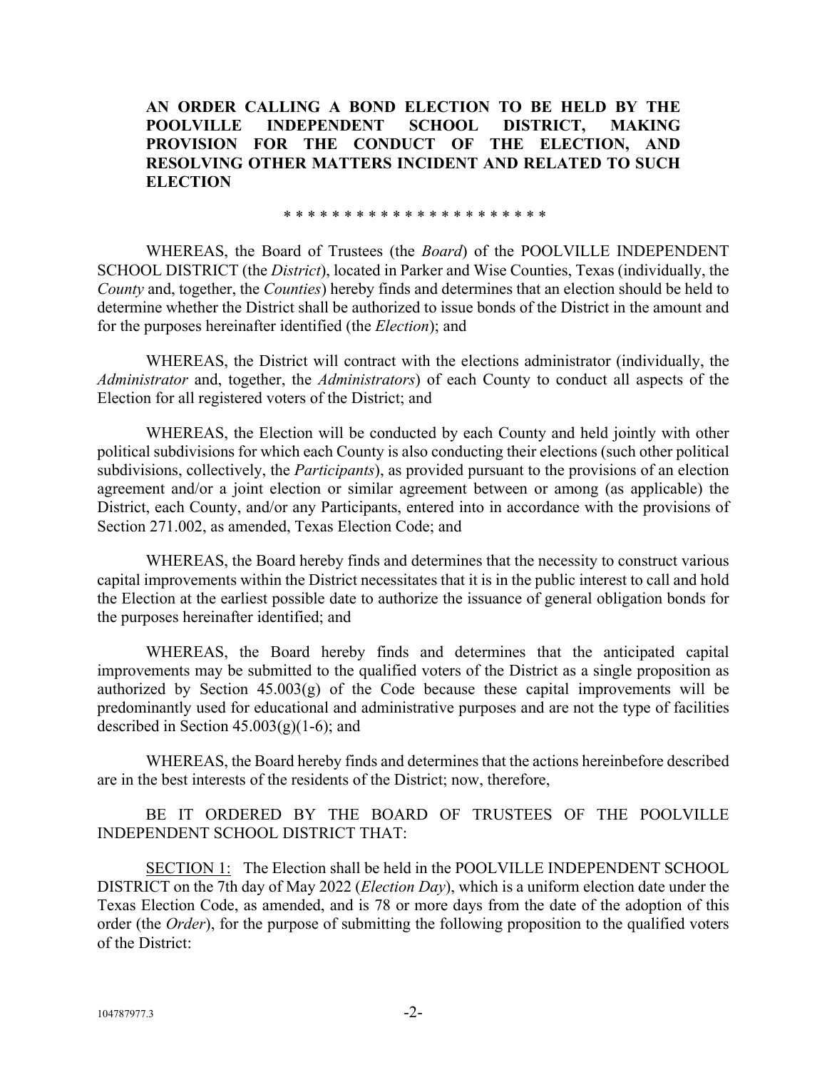**AN ORDER CALLING A BOND ELECTION TO BE HELD BY THE POOLVILLE INDEPENDENT SCHOOL DISTRICT, MAKING PROVISION FOR THE CONDUCT OF THE ELECTION, AND RESOLVING OTHER MATTERS INCIDENT AND RELATED TO SUCH ELECTION**

\* \* \* \* \* \* \* \* \* \* \* \* \* \* \* \* \* \* \* \* \* \*

WHEREAS, the Board of Trustees (the *Board*) of the POOLVILLE INDEPENDENT SCHOOL DISTRICT (the *District*), located in Parker and Wise Counties, Texas (individually, the *County* and, together, the *Counties*) hereby finds and determines that an election should be held to determine whether the District shall be authorized to issue bonds of the District in the amount and for the purposes hereinafter identified (the *Election*); and

WHEREAS, the District will contract with the elections administrator (individually, the *Administrator* and, together, the *Administrators*) of each County to conduct all aspects of the Election for all registered voters of the District; and

WHEREAS, the Election will be conducted by each County and held jointly with other political subdivisions for which each County is also conducting their elections (such other political subdivisions, collectively, the *Participants*), as provided pursuant to the provisions of an election agreement and/or a joint election or similar agreement between or among (as applicable) the District, each County, and/or any Participants, entered into in accordance with the provisions of Section 271.002, as amended, Texas Election Code; and

WHEREAS, the Board hereby finds and determines that the necessity to construct various capital improvements within the District necessitates that it is in the public interest to call and hold the Election at the earliest possible date to authorize the issuance of general obligation bonds for the purposes hereinafter identified; and

WHEREAS, the Board hereby finds and determines that the anticipated capital improvements may be submitted to the qualified voters of the District as a single proposition as authorized by Section 45.003(g) of the Code because these capital improvements will be predominantly used for educational and administrative purposes and are not the type of facilities described in Section 45.003(g)(1-6); and

WHEREAS, the Board hereby finds and determines that the actions hereinbefore described are in the best interests of the residents of the District; now, therefore,

BE IT ORDERED BY THE BOARD OF TRUSTEES OF THE POOLVILLE INDEPENDENT SCHOOL DISTRICT THAT:

<u>SECTION 1:</u> The Election shall be held in the POOLVILLE INDEPENDENT SCHOOL DISTRICT on the 7th day of May 2022 (*Election Day*), which is a uniform election date under the Texas Election Code, as amended, and is 78 or more days from the date of the adoption of this order (the *Order*), for the purpose of submitting the following proposition to the qualified voters of the District: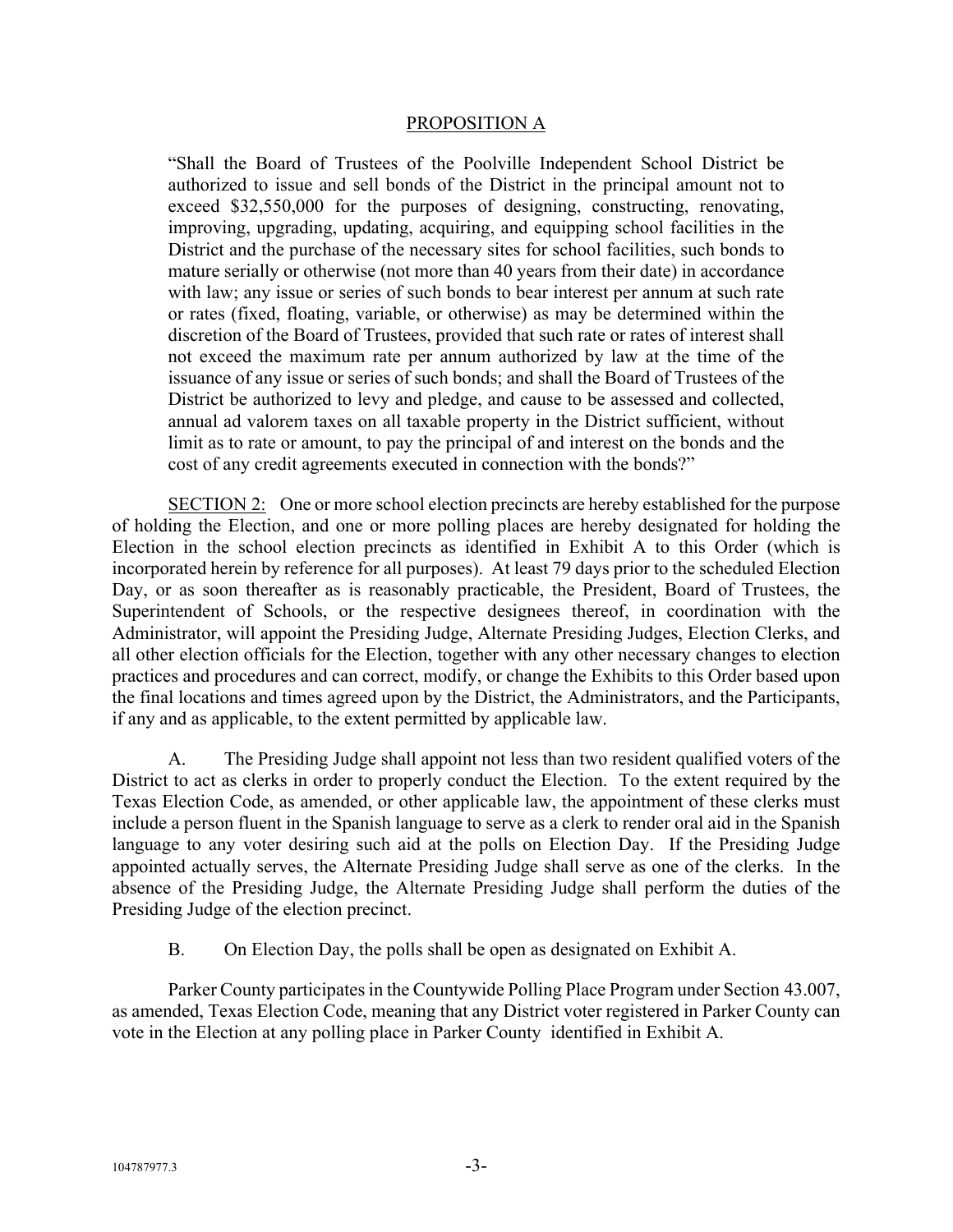<u>PROPOSITION A</u>

"Shall the Board of Trustees of the Poolville Independent School District be authorized to issue and sell bonds of the District in the principal amount not to exceed $32,550,000 for the purposes of designing, constructing, renovating, improving, upgrading, updating, acquiring, and equipping school facilities in the District and the purchase of the necessary sites for school facilities, such bonds to mature serially or otherwise (not more than 40 years from their date) in accordance with law; any issue or series of such bonds to bear interest per annum at such rate or rates (fixed, floating, variable, or otherwise) as may be determined within the discretion of the Board of Trustees, provided that such rate or rates of interest shall not exceed the maximum rate per annum authorized by law at the time of the issuance of any issue or series of such bonds; and shall the Board of Trustees of the District be authorized to levy and pledge, and cause to be assessed and collected, annual ad valorem taxes on all taxable property in the District sufficient, without limit as to rate or amount, to pay the principal of and interest on the bonds and the cost of any credit agreements executed in connection with the bonds?"

<u>SECTION 2:</u> One or more school election precincts are hereby established for the purpose of holding the Election, and one or more polling places are hereby designated for holding the Election in the school election precincts as identified in Exhibit A to this Order (which is incorporated herein by reference for all purposes). At least 79 days prior to the scheduled Election Day, or as soon thereafter as is reasonably practicable, the President, Board of Trustees, the Superintendent of Schools, or the respective designees thereof, in coordination with the Administrator, will appoint the Presiding Judge, Alternate Presiding Judges, Election Clerks, and all other election officials for the Election, together with any other necessary changes to election practices and procedures and can correct, modify, or change the Exhibits to this Order based upon the final locations and times agreed upon by the District, the Administrators, and the Participants, if any and as applicable, to the extent permitted by applicable law.

A. The Presiding Judge shall appoint not less than two resident qualified voters of the District to act as clerks in order to properly conduct the Election. To the extent required by the Texas Election Code, as amended, or other applicable law, the appointment of these clerks must include a person fluent in the Spanish language to serve as a clerk to render oral aid in the Spanish language to any voter desiring such aid at the polls on Election Day. If the Presiding Judge appointed actually serves, the Alternate Presiding Judge shall serve as one of the clerks. In the absence of the Presiding Judge, the Alternate Presiding Judge shall perform the duties of the Presiding Judge of the election precinct.

B. On Election Day, the polls shall be open as designated on Exhibit A.

Parker County participates in the Countywide Polling Place Program under Section 43.007, as amended, Texas Election Code, meaning that any District voter registered in Parker County can vote in the Election at any polling place in Parker County identified in Exhibit A.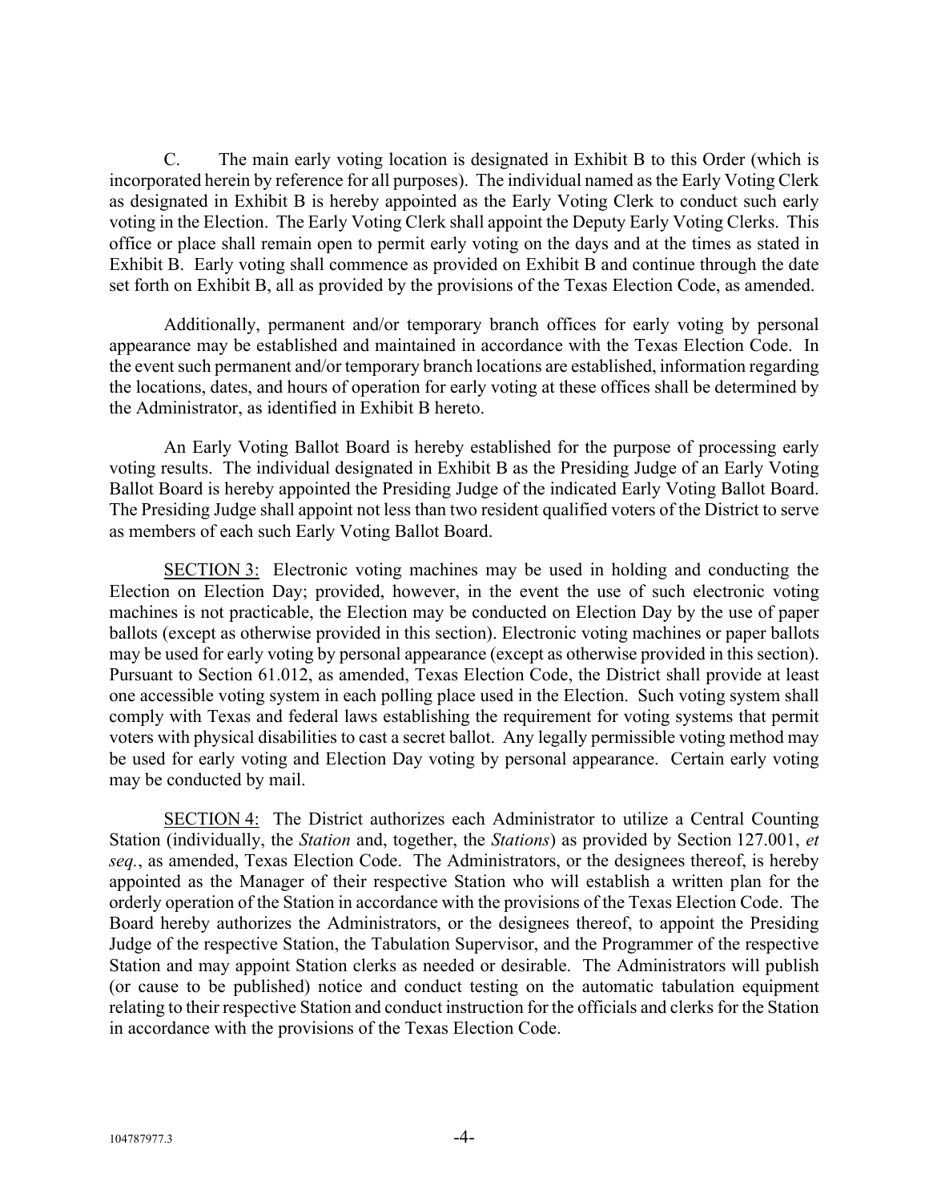C. The main early voting location is designated in Exhibit B to this Order (which is incorporated herein by reference for all purposes). The individual named as the Early Voting Clerk as designated in Exhibit B is hereby appointed as the Early Voting Clerk to conduct such early voting in the Election. The Early Voting Clerk shall appoint the Deputy Early Voting Clerks. This office or place shall remain open to permit early voting on the days and at the times as stated in Exhibit B. Early voting shall commence as provided on Exhibit B and continue through the date set forth on Exhibit B, all as provided by the provisions of the Texas Election Code, as amended.

Additionally, permanent and/or temporary branch offices for early voting by personal appearance may be established and maintained in accordance with the Texas Election Code. In the event such permanent and/or temporary branch locations are established, information regarding the locations, dates, and hours of operation for early voting at these offices shall be determined by the Administrator, as identified in Exhibit B hereto.

An Early Voting Ballot Board is hereby established for the purpose of processing early voting results. The individual designated in Exhibit B as the Presiding Judge of an Early Voting Ballot Board is hereby appointed the Presiding Judge of the indicated Early Voting Ballot Board. The Presiding Judge shall appoint not less than two resident qualified voters of the District to serve as members of each such Early Voting Ballot Board.

SECTION 3: Electronic voting machines may be used in holding and conducting the Election on Election Day; provided, however, in the event the use of such electronic voting machines is not practicable, the Election may be conducted on Election Day by the use of paper ballots (except as otherwise provided in this section). Electronic voting machines or paper ballots may be used for early voting by personal appearance (except as otherwise provided in this section). Pursuant to Section 61.012, as amended, Texas Election Code, the District shall provide at least one accessible voting system in each polling place used in the Election. Such voting system shall comply with Texas and federal laws establishing the requirement for voting systems that permit voters with physical disabilities to cast a secret ballot. Any legally permissible voting method may be used for early voting and Election Day voting by personal appearance. Certain early voting may be conducted by mail.

SECTION 4: The District authorizes each Administrator to utilize a Central Counting Station (individually, the *Station* and, together, the *Stations*) as provided by Section 127.001, *et seq.*, as amended, Texas Election Code. The Administrators, or the designees thereof, is hereby appointed as the Manager of their respective Station who will establish a written plan for the orderly operation of the Station in accordance with the provisions of the Texas Election Code. The Board hereby authorizes the Administrators, or the designees thereof, to appoint the Presiding Judge of the respective Station, the Tabulation Supervisor, and the Programmer of the respective Station and may appoint Station clerks as needed or desirable. The Administrators will publish (or cause to be published) notice and conduct testing on the automatic tabulation equipment relating to their respective Station and conduct instruction for the officials and clerks for the Station in accordance with the provisions of the Texas Election Code.

104787977.3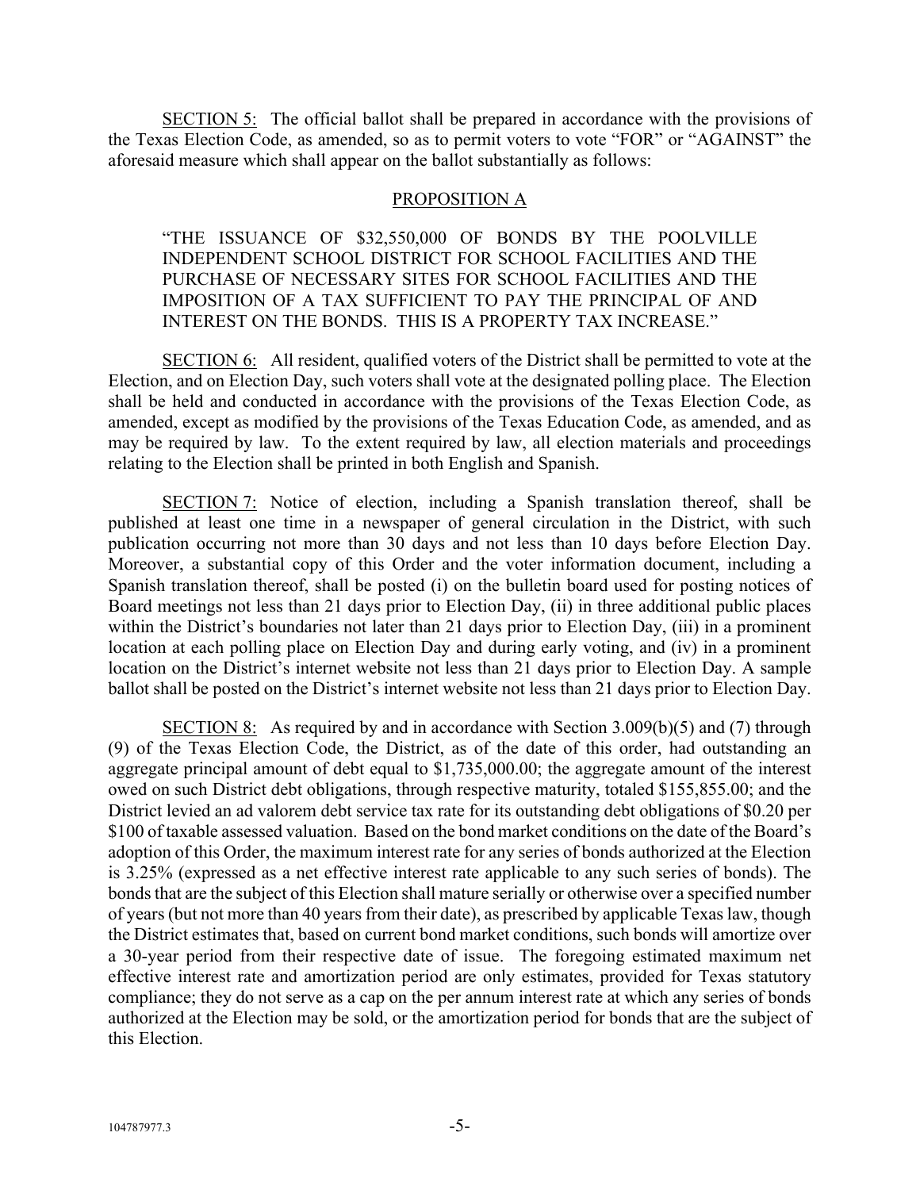SECTION 5: The official ballot shall be prepared in accordance with the provisions of the Texas Election Code, as amended, so as to permit voters to vote "FOR" or "AGAINST" the aforesaid measure which shall appear on the ballot substantially as follows:

PROPOSITION A

> "THE ISSUANCE OF $32,550,000 OF BONDS BY THE POOLVILLE INDEPENDENT SCHOOL DISTRICT FOR SCHOOL FACILITIES AND THE PURCHASE OF NECESSARY SITES FOR SCHOOL FACILITIES AND THE IMPOSITION OF A TAX SUFFICIENT TO PAY THE PRINCIPAL OF AND INTEREST ON THE BONDS. THIS IS A PROPERTY TAX INCREASE."

SECTION 6: All resident, qualified voters of the District shall be permitted to vote at the Election, and on Election Day, such voters shall vote at the designated polling place. The Election shall be held and conducted in accordance with the provisions of the Texas Election Code, as amended, except as modified by the provisions of the Texas Education Code, as amended, and as may be required by law. To the extent required by law, all election materials and proceedings relating to the Election shall be printed in both English and Spanish.

SECTION 7: Notice of election, including a Spanish translation thereof, shall be published at least one time in a newspaper of general circulation in the District, with such publication occurring not more than 30 days and not less than 10 days before Election Day. Moreover, a substantial copy of this Order and the voter information document, including a Spanish translation thereof, shall be posted (i) on the bulletin board used for posting notices of Board meetings not less than 21 days prior to Election Day, (ii) in three additional public places within the District's boundaries not later than 21 days prior to Election Day, (iii) in a prominent location at each polling place on Election Day and during early voting, and (iv) in a prominent location on the District's internet website not less than 21 days prior to Election Day. A sample ballot shall be posted on the District's internet website not less than 21 days prior to Election Day.

SECTION 8: As required by and in accordance with Section 3.009(b)(5) and (7) through (9) of the Texas Election Code, the District, as of the date of this order, had outstanding an aggregate principal amount of debt equal to $1,735,000.00; the aggregate amount of the interest owed on such District debt obligations, through respective maturity, totaled $155,855.00; and the District levied an ad valorem debt service tax rate for its outstanding debt obligations of $0.20 per $100 of taxable assessed valuation. Based on the bond market conditions on the date of the Board's adoption of this Order, the maximum interest rate for any series of bonds authorized at the Election is 3.25% (expressed as a net effective interest rate applicable to any such series of bonds). The bonds that are the subject of this Election shall mature serially or otherwise over a specified number of years (but not more than 40 years from their date), as prescribed by applicable Texas law, though the District estimates that, based on current bond market conditions, such bonds will amortize over a 30-year period from their respective date of issue. The foregoing estimated maximum net effective interest rate and amortization period are only estimates, provided for Texas statutory compliance; they do not serve as a cap on the per annum interest rate at which any series of bonds authorized at the Election may be sold, or the amortization period for bonds that are the subject of this Election.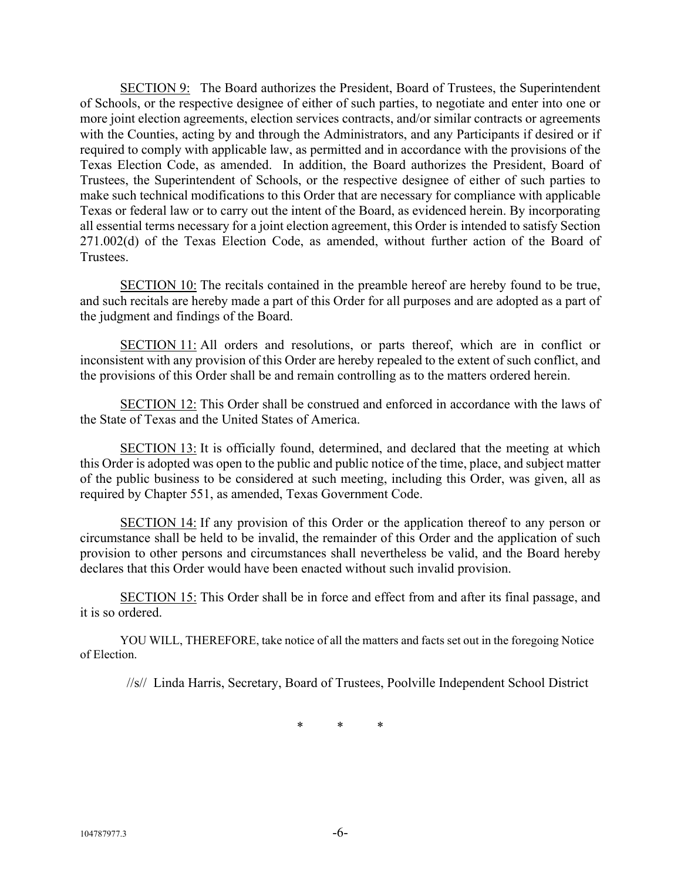SECTION 9: The Board authorizes the President, Board of Trustees, the Superintendent of Schools, or the respective designee of either of such parties, to negotiate and enter into one or more joint election agreements, election services contracts, and/or similar contracts or agreements with the Counties, acting by and through the Administrators, and any Participants if desired or if required to comply with applicable law, as permitted and in accordance with the provisions of the Texas Election Code, as amended. In addition, the Board authorizes the President, Board of Trustees, the Superintendent of Schools, or the respective designee of either of such parties to make such technical modifications to this Order that are necessary for compliance with applicable Texas or federal law or to carry out the intent of the Board, as evidenced herein. By incorporating all essential terms necessary for a joint election agreement, this Order is intended to satisfy Section 271.002(d) of the Texas Election Code, as amended, without further action of the Board of Trustees.

SECTION 10: The recitals contained in the preamble hereof are hereby found to be true, and such recitals are hereby made a part of this Order for all purposes and are adopted as a part of the judgment and findings of the Board.

SECTION 11: All orders and resolutions, or parts thereof, which are in conflict or inconsistent with any provision of this Order are hereby repealed to the extent of such conflict, and the provisions of this Order shall be and remain controlling as to the matters ordered herein.

SECTION 12: This Order shall be construed and enforced in accordance with the laws of the State of Texas and the United States of America.

SECTION 13: It is officially found, determined, and declared that the meeting at which this Order is adopted was open to the public and public notice of the time, place, and subject matter of the public business to be considered at such meeting, including this Order, was given, all as required by Chapter 551, as amended, Texas Government Code.

SECTION 14: If any provision of this Order or the application thereof to any person or circumstance shall be held to be invalid, the remainder of this Order and the application of such provision to other persons and circumstances shall nevertheless be valid, and the Board hereby declares that this Order would have been enacted without such invalid provision.

SECTION 15: This Order shall be in force and effect from and after its final passage, and it is so ordered.

YOU WILL, THEREFORE, take notice of all the matters and facts set out in the foregoing Notice of Election.

//s// Linda Harris, Secretary, Board of Trustees, Poolville Independent School District

\* \* \*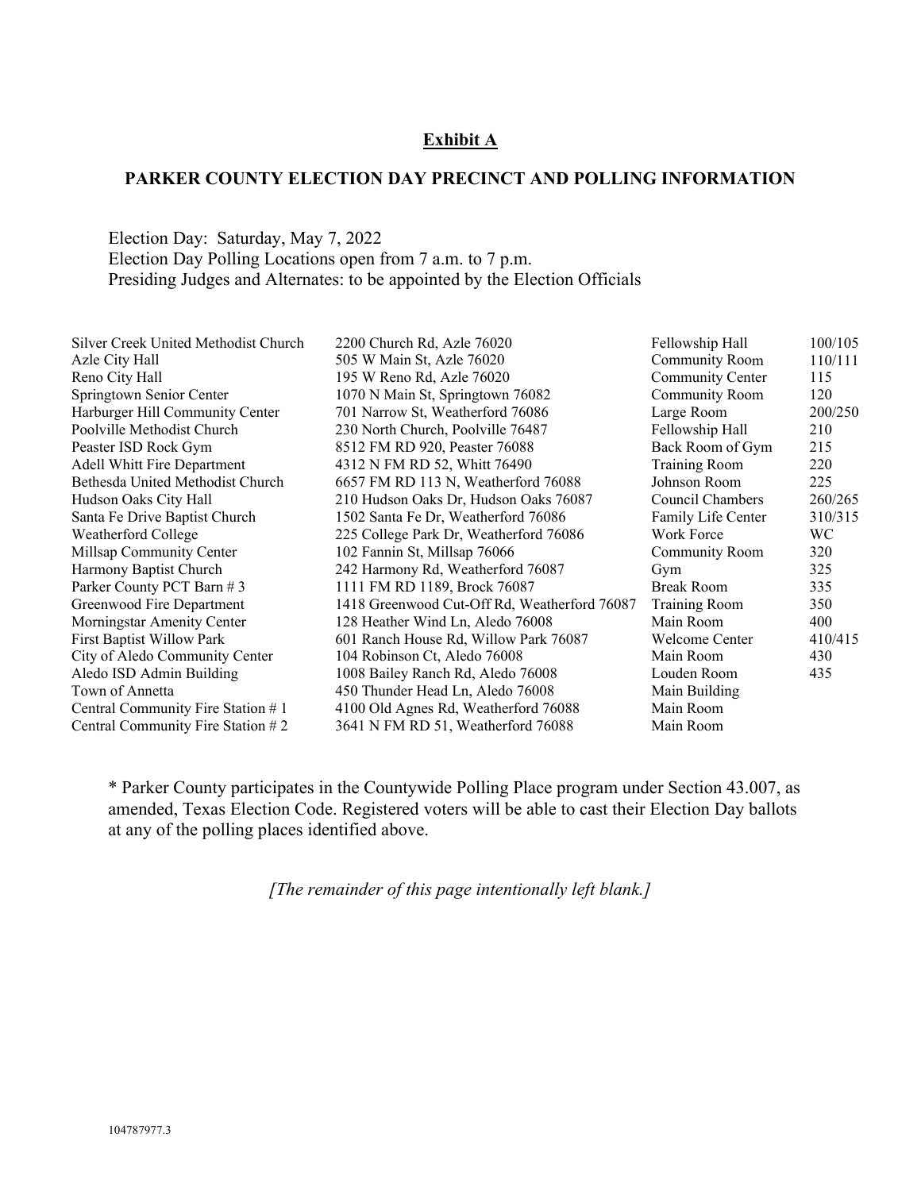**Exhibit A**

**PARKER COUNTY ELECTION DAY PRECINCT AND POLLING INFORMATION**

Election Day: Saturday, May 7, 2022
Election Day Polling Locations open from 7 a.m. to 7 p.m.
Presiding Judges and Alternates: to be appointed by the Election Officials

| | | | |
|---|---|---|---|
| Silver Creek United Methodist Church | 2200 Church Rd, Azle 76020 | Fellowship Hall | 100/105 |
| Azle City Hall | 505 W Main St, Azle 76020 | Community Room | 110/111 |
| Reno City Hall | 195 W Reno Rd, Azle 76020 | Community Center | 115 |
| Springtown Senior Center | 1070 N Main St, Springtown 76082 | Community Room | 120 |
| Harburger Hill Community Center | 701 Narrow St, Weatherford 76086 | Large Room | 200/250 |
| Poolville Methodist Church | 230 North Church, Poolville 76487 | Fellowship Hall | 210 |
| Peaster ISD Rock Gym | 8512 FM RD 920, Peaster 76088 | Back Room of Gym | 215 |
| Adell Whitt Fire Department | 4312 N FM RD 52, Whitt 76490 | Training Room | 220 |
| Bethesda United Methodist Church | 6657 FM RD 113 N, Weatherford 76088 | Johnson Room | 225 |
| Hudson Oaks City Hall | 210 Hudson Oaks Dr, Hudson Oaks 76087 | Council Chambers | 260/265 |
| Santa Fe Drive Baptist Church | 1502 Santa Fe Dr, Weatherford 76086 | Family Life Center | 310/315 |
| Weatherford College | 225 College Park Dr, Weatherford 76086 | Work Force | WC |
| Millsap Community Center | 102 Fannin St, Millsap 76066 | Community Room | 320 |
| Harmony Baptist Church | 242 Harmony Rd, Weatherford 76087 | Gym | 325 |
| Parker County PCT Barn # 3 | 1111 FM RD 1189, Brock 76087 | Break Room | 335 |
| Greenwood Fire Department | 1418 Greenwood Cut-Off Rd, Weatherford 76087 | Training Room | 350 |
| Morningstar Amenity Center | 128 Heather Wind Ln, Aledo 76008 | Main Room | 400 |
| First Baptist Willow Park | 601 Ranch House Rd, Willow Park 76087 | Welcome Center | 410/415 |
| City of Aledo Community Center | 104 Robinson Ct, Aledo 76008 | Main Room | 430 |
| Aledo ISD Admin Building | 1008 Bailey Ranch Rd, Aledo 76008 | Louden Room | 435 |
| Town of Annetta | 450 Thunder Head Ln, Aledo 76008 | Main Building | |
| Central Community Fire Station # 1 | 4100 Old Agnes Rd, Weatherford 76088 | Main Room | |
| Central Community Fire Station # 2 | 3641 N FM RD 51, Weatherford 76088 | Main Room | |

* Parker County participates in the Countywide Polling Place program under Section 43.007, as amended, Texas Election Code. Registered voters will be able to cast their Election Day ballots at any of the polling places identified above.

*[The remainder of this page intentionally left blank.]*

104787977.3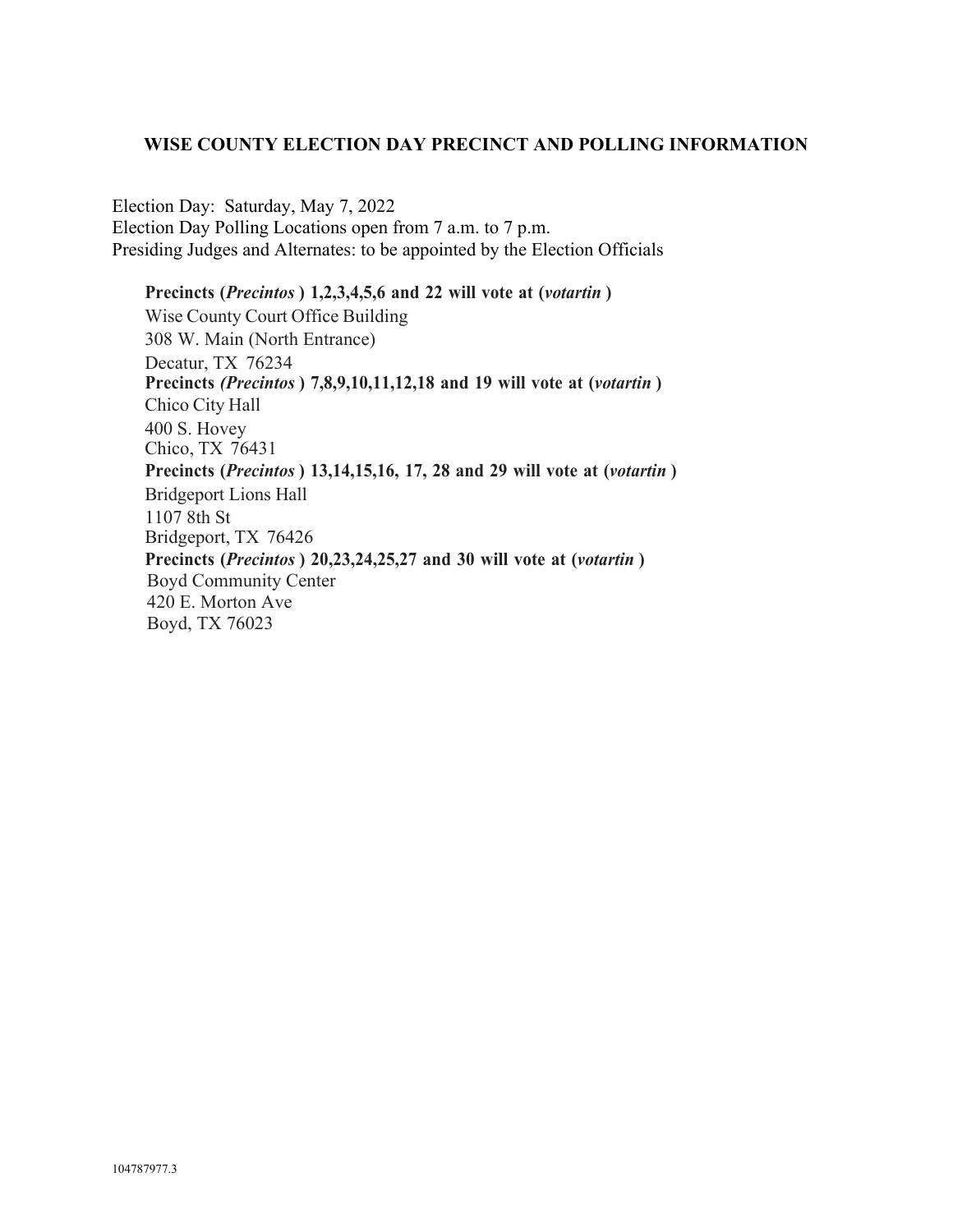## WISE COUNTY ELECTION DAY PRECINCT AND POLLING INFORMATION

Election Day: Saturday, May 7, 2022
Election Day Polling Locations open from 7 a.m. to 7 p.m.
Presiding Judges and Alternates: to be appointed by the Election Officials

**Precincts (*Precintos* ) 1,2,3,4,5,6 and 22 will vote at (*votartin* )**
Wise County Court Office Building
308 W. Main (North Entrance)
Decatur, TX 76234

**Precincts *(Precintos* ) 7,8,9,10,11,12,18 and 19 will vote at (*votartin* )**
Chico City Hall
400 S. Hovey
Chico, TX 76431

**Precincts (*Precintos* ) 13,14,15,16, 17, 28 and 29 will vote at (*votartin* )**
Bridgeport Lions Hall
1107 8th St
Bridgeport, TX 76426

**Precincts (*Precintos* ) 20,23,24,25,27 and 30 will vote at (*votartin* )**
Boyd Community Center
420 E. Morton Ave
Boyd, TX 76023

104787977.3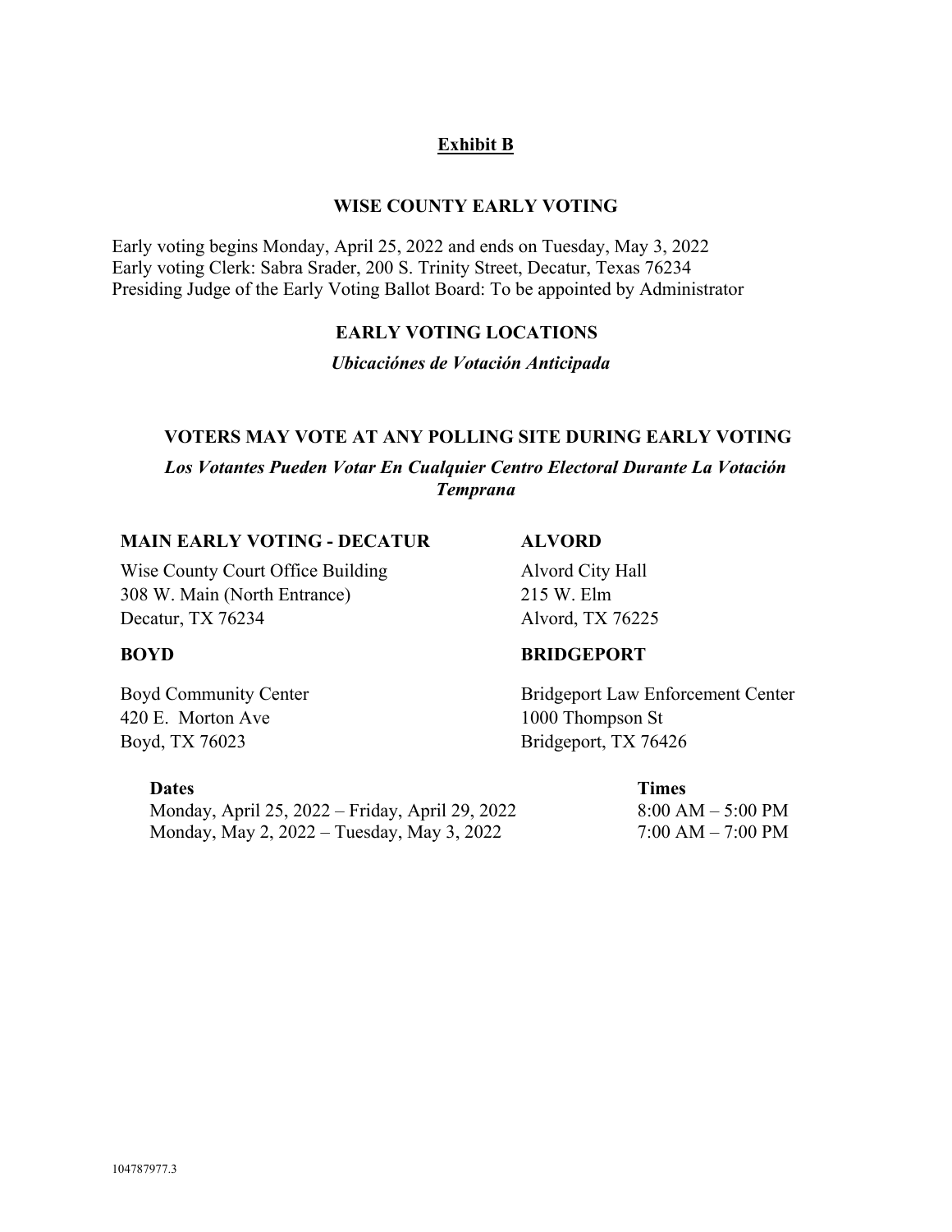**Exhibit B**

**WISE COUNTY EARLY VOTING**

Early voting begins Monday, April 25, 2022 and ends on Tuesday, May 3, 2022
Early voting Clerk: Sabra Srader, 200 S. Trinity Street, Decatur, Texas 76234
Presiding Judge of the Early Voting Ballot Board: To be appointed by Administrator

**EARLY VOTING LOCATIONS**

***Ubicaciónes de Votación Anticipada***

**VOTERS MAY VOTE AT ANY POLLING SITE DURING EARLY VOTING**

***Los Votantes Pueden Votar En Cualquier Centro Electoral Durante La Votación Temprana***

**MAIN EARLY VOTING - DECATUR**

Wise County Court Office Building
308 W. Main (North Entrance)
Decatur, TX 76234

**ALVORD**

Alvord City Hall
215 W. Elm
Alvord, TX 76225

**BOYD**

Boyd Community Center
420 E. Morton Ave
Boyd, TX 76023

**BRIDGEPORT**

Bridgeport Law Enforcement Center
1000 Thompson St
Bridgeport, TX 76426

| **Dates** | **Times** |
| --- | --- |
| Monday, April 25, 2022 – Friday, April 29, 2022 | 8:00 AM – 5:00 PM |
| Monday, May 2, 2022 – Tuesday, May 3, 2022 | 7:00 AM – 7:00 PM |

104787977.3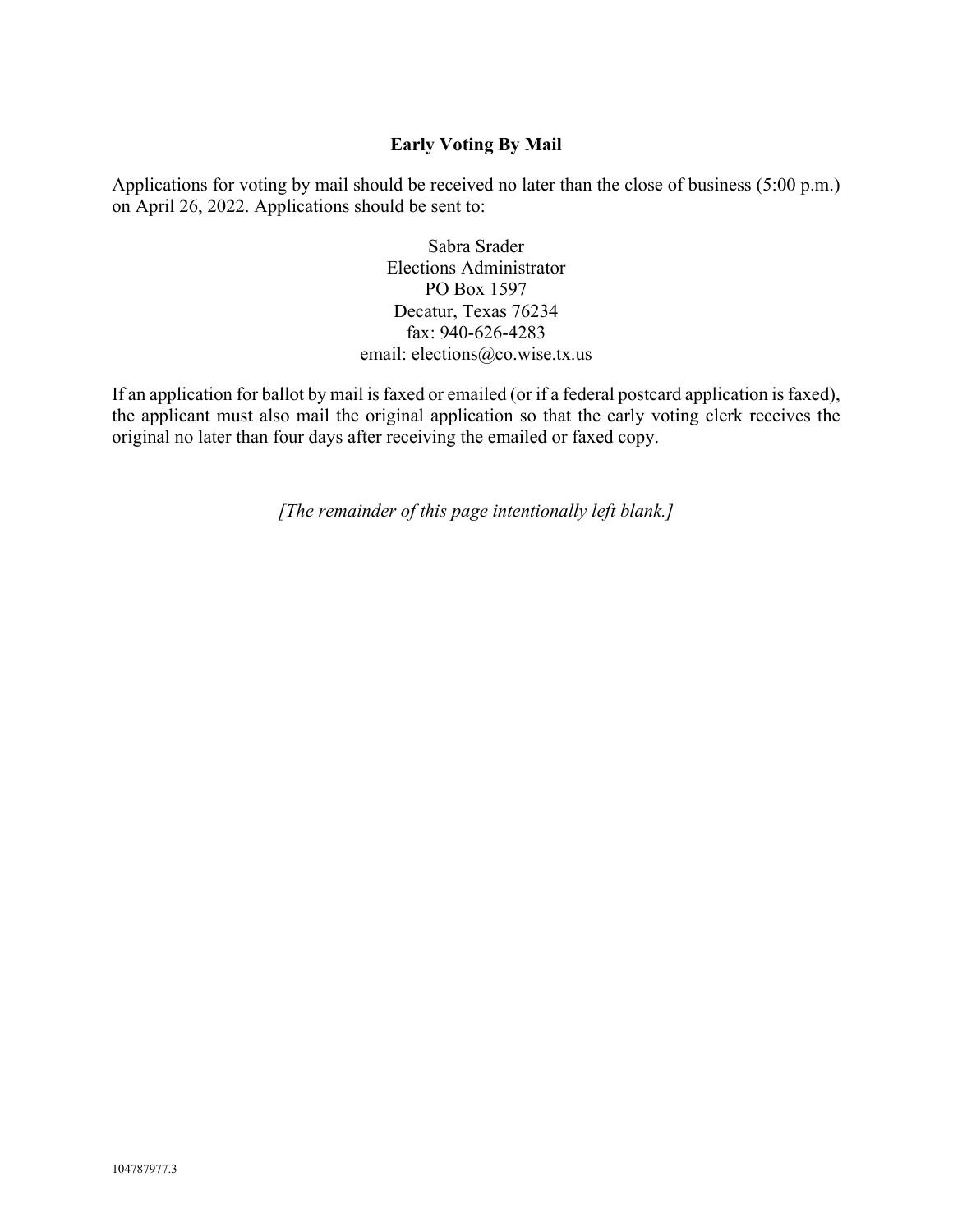**Early Voting By Mail**

Applications for voting by mail should be received no later than the close of business (5:00 p.m.) on April 26, 2022. Applications should be sent to:

Sabra Srader
Elections Administrator
PO Box 1597
Decatur, Texas 76234
fax: 940-626-4283
email: elections@co.wise.tx.us

If an application for ballot by mail is faxed or emailed (or if a federal postcard application is faxed), the applicant must also mail the original application so that the early voting clerk receives the original no later than four days after receiving the emailed or faxed copy.

*[The remainder of this page intentionally left blank.]*

104787977.3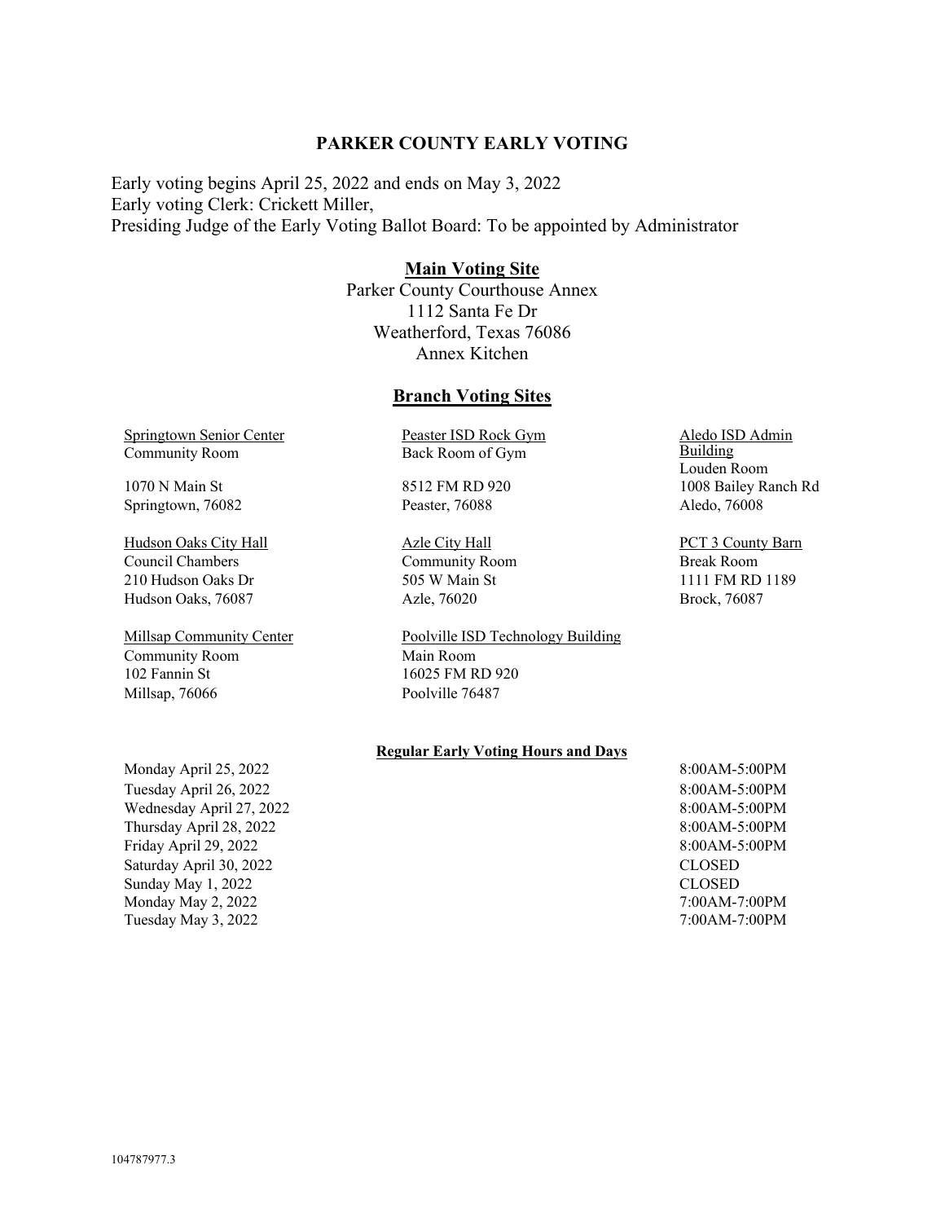## PARKER COUNTY EARLY VOTING

Early voting begins April 25, 2022 and ends on May 3, 2022
Early voting Clerk: Crickett Miller,
Presiding Judge of the Early Voting Ballot Board: To be appointed by Administrator

### Main Voting Site

Parker County Courthouse Annex
1112 Santa Fe Dr
Weatherford, Texas 76086
Annex Kitchen

### Branch Voting Sites

Springtown Senior Center
Community Room
1070 N Main St
Springtown, 76082

Peaster ISD Rock Gym
Back Room of Gym
8512 FM RD 920
Peaster, 76088

Aledo ISD Admin Building
Louden Room
1008 Bailey Ranch Rd
Aledo, 76008

Hudson Oaks City Hall
Council Chambers
210 Hudson Oaks Dr
Hudson Oaks, 76087

Azle City Hall
Community Room
505 W Main St
Azle, 76020

PCT 3 County Barn
Break Room
1111 FM RD 1189
Brock, 76087

Millsap Community Center
Community Room
102 Fannin St
Millsap, 76066

Poolville ISD Technology Building
Main Room
16025 FM RD 920
Poolville 76487

**Regular Early Voting Hours and Days**

| Day | Hours |
|---|---|
| Monday April 25, 2022 | 8:00AM-5:00PM |
| Tuesday April 26, 2022 | 8:00AM-5:00PM |
| Wednesday April 27, 2022 | 8:00AM-5:00PM |
| Thursday April 28, 2022 | 8:00AM-5:00PM |
| Friday April 29, 2022 | 8:00AM-5:00PM |
| Saturday April 30, 2022 | CLOSED |
| Sunday May 1, 2022 | CLOSED |
| Monday May 2, 2022 | 7:00AM-7:00PM |
| Tuesday May 3, 2022 | 7:00AM-7:00PM |

104787977.3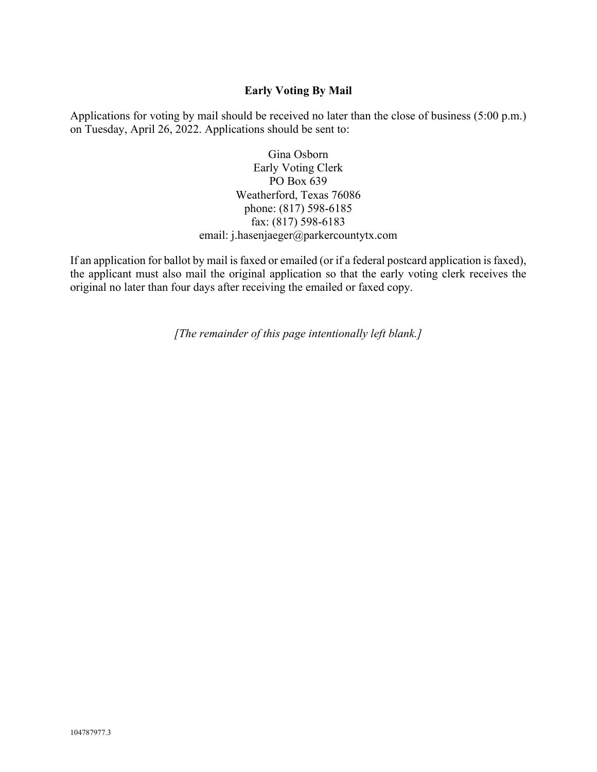**Early Voting By Mail**

Applications for voting by mail should be received no later than the close of business (5:00 p.m.) on Tuesday, April 26, 2022. Applications should be sent to:

Gina Osborn
Early Voting Clerk
PO Box 639
Weatherford, Texas 76086
phone: (817) 598-6185
fax: (817) 598-6183
email: j.hasenjaeger@parkercountytx.com

If an application for ballot by mail is faxed or emailed (or if a federal postcard application is faxed), the applicant must also mail the original application so that the early voting clerk receives the original no later than four days after receiving the emailed or faxed copy.

*[The remainder of this page intentionally left blank.]*

104787977.3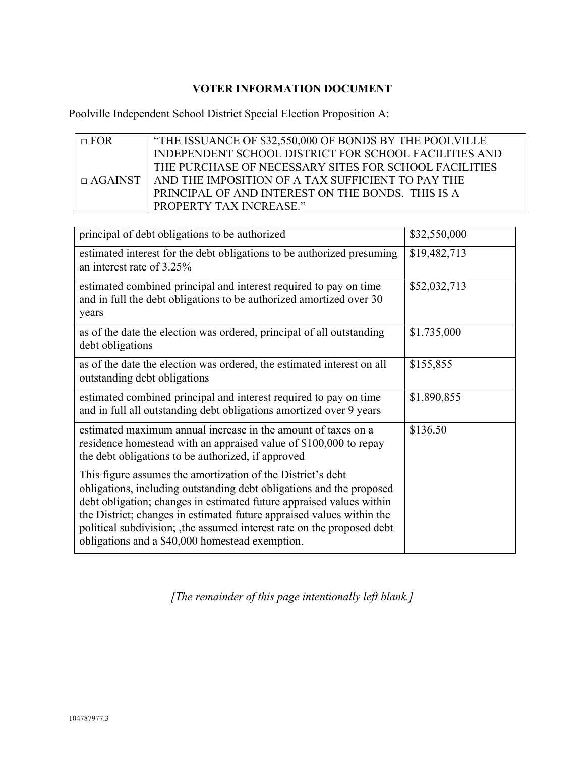**VOTER INFORMATION DOCUMENT**

Poolville Independent School District Special Election Proposition A:

| | |
|---|---|
| □ FOR<br><br>□ AGAINST | "THE ISSUANCE OF $32,550,000 OF BONDS BY THE POOLVILLE INDEPENDENT SCHOOL DISTRICT FOR SCHOOL FACILITIES AND THE PURCHASE OF NECESSARY SITES FOR SCHOOL FACILITIES AND THE IMPOSITION OF A TAX SUFFICIENT TO PAY THE PRINCIPAL OF AND INTEREST ON THE BONDS. THIS IS A PROPERTY TAX INCREASE." |

| | |
|---|---|
| principal of debt obligations to be authorized | $32,550,000 |
| estimated interest for the debt obligations to be authorized presuming an interest rate of 3.25% | $19,482,713 |
| estimated combined principal and interest required to pay on time and in full the debt obligations to be authorized amortized over 30 years | $52,032,713 |
| as of the date the election was ordered, principal of all outstanding debt obligations | $1,735,000 |
| as of the date the election was ordered, the estimated interest on all outstanding debt obligations | $155,855 |
| estimated combined principal and interest required to pay on time and in full all outstanding debt obligations amortized over 9 years | $1,890,855 |
| estimated maximum annual increase in the amount of taxes on a residence homestead with an appraised value of $100,000 to repay the debt obligations to be authorized, if approved<br><br>This figure assumes the amortization of the District's debt obligations, including outstanding debt obligations and the proposed debt obligation; changes in estimated future appraised values within the District; changes in estimated future appraised values within the political subdivision; ,the assumed interest rate on the proposed debt obligations and a $40,000 homestead exemption. | $136.50 |

*[The remainder of this page intentionally left blank.]*

104787977.3